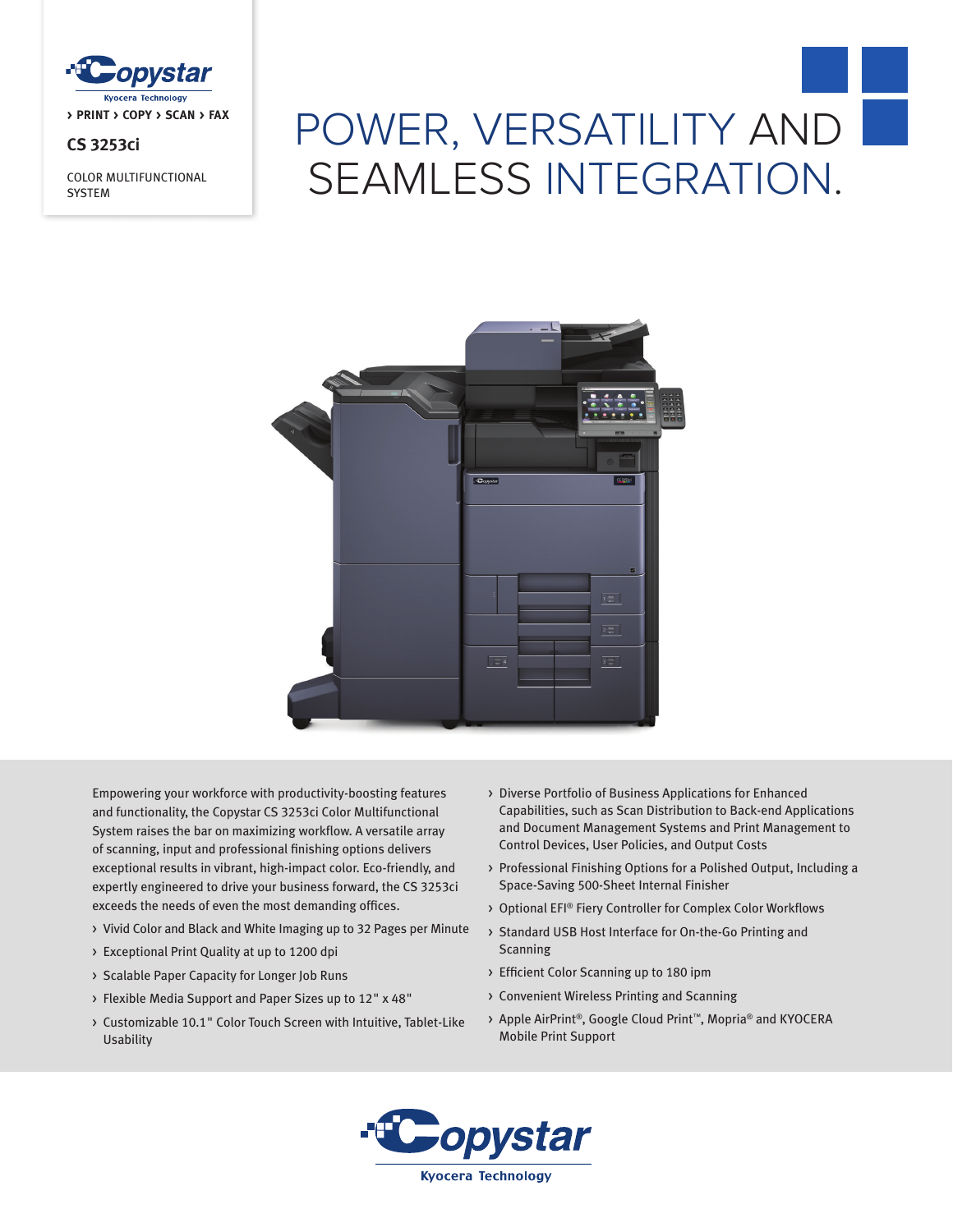Copystar

Kyocera Technology

› PRINT › COPY › SCAN › FAX

**CS 3253ci**

COLOR MULTIFUNCTIONAL SYSTEM

# POWER, VERSATILITY AND SEAMLESS INTEGRATION.

Empowering your workforce with productivity-boosting features and functionality, the Copystar CS 3253ci Color Multifunctional System raises the bar on maximizing workflow. A versatile array of scanning, input and professional finishing options delivers exceptional results in vibrant, high-impact color. Eco-friendly, and expertly engineered to drive your business forward, the CS 3253ci exceeds the needs of even the most demanding offices.

- Vivid Color and Black and White Imaging up to 32 Pages per Minute
- Exceptional Print Quality at up to 1200 dpi
- Scalable Paper Capacity for Longer Job Runs
- Flexible Media Support and Paper Sizes up to 12" x 48"
- Customizable 10.1" Color Touch Screen with Intuitive, Tablet-Like Usability
- Diverse Portfolio of Business Applications for Enhanced Capabilities, such as Scan Distribution to Back-end Applications and Document Management Systems and Print Management to Control Devices, User Policies, and Output Costs
- Professional Finishing Options for a Polished Output, Including a Space-Saving 500-Sheet Internal Finisher
- Optional EFI® Fiery Controller for Complex Color Workflows
- Standard USB Host Interface for On-the-Go Printing and Scanning
- Efficient Color Scanning up to 180 ipm
- Convenient Wireless Printing and Scanning
- Apple AirPrint®, Google Cloud Print™, Mopria® and KYOCERA Mobile Print Support

Copystar

Kyocera Technology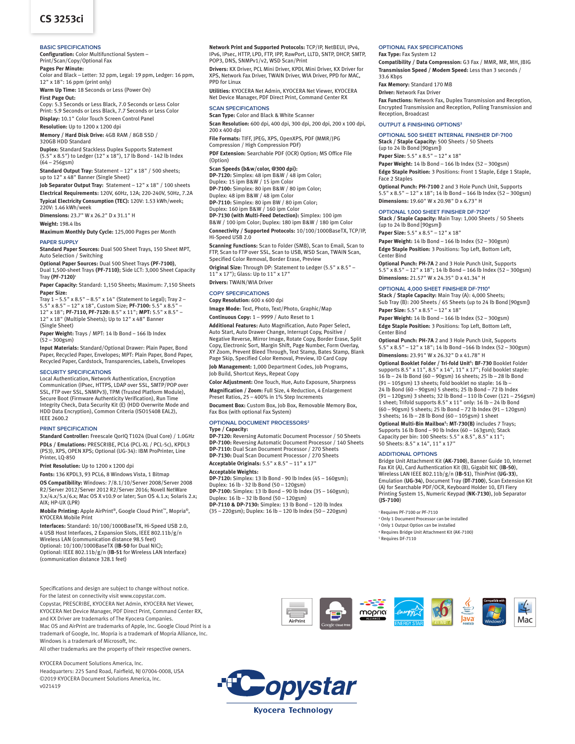# CS 3253ci

## BASIC SPECIFICATIONS

**Configuration:** Color Multifunctional System – Print/Scan/Copy/Optional Fax

**Pages Per Minute:**
Color and Black – Letter: 32 ppm, Legal: 19 ppm, Ledger: 16 ppm, 12" x 18": 16 ppm (print only)

**Warm Up Time:** 18 Seconds or Less (Power On)

**First Page Out:**
Copy: 5.3 Seconds or Less Black, 7.0 Seconds or Less Color
Print: 5.9 Seconds or Less Black, 7.7 Seconds or Less Color

**Display:** 10.1" Color Touch Screen Control Panel

**Resolution:** Up to 1200 x 1200 dpi

**Memory / Hard Disk Drive:** 4GB RAM / 8GB SSD / 320GB HDD Standard

**Duplex:** Standard Stackless Duplex Supports Statement (5.5" x 8.5") to Ledger (12" x 18"), 17 lb Bond - 142 lb Index (64 – 256gsm)

**Standard Output Tray:** Statement – 12" x 18" / 500 sheets; up to 12" x 48" Banner (Single Sheet)

**Job Separator Output Tray:** Statement – 12" x 18" / 100 sheets

**Electrical Requirements:** 120V, 60Hz, 12A; 220-240V, 50Hz, 7.2A

**Typical Electricity Consumption (TEC):** 120V: 1.53 kWh/week; 220V: 1.46 kWh/week

**Dimensions:** 23.7" W x 26.2" D x 31.1" H

**Weight:** 198.4 lbs

**Maximum Monthly Duty Cycle:** 125,000 Pages per Month

## PAPER SUPPLY

**Standard Paper Sources:** Dual 500 Sheet Trays, 150 Sheet MPT, Auto Selection / Switching

**Optional Paper Sources:** Dual 500 Sheet Trays (**PF-7100**), Dual 1,500-sheet Trays (**PF-7110**); Side LCT: 3,000 Sheet Capacity Tray (**PF-7120**)[1]

**Paper Capacity:** Standard: 1,150 Sheets; Maximum: 7,150 Sheets

**Paper Size:**
Tray 1 – 5.5" x 8.5" – 8.5" x 14" (Statement to Legal); Tray 2 – 5.5" x 8.5" – 12" x 18", Custom Size; **PF-7100:** 5.5" x 8.5" – 12" x 18"; **PF-7110, PF-7120:** 8.5" x 11"; **MPT:** 5.5" x 8.5" – 12" x 18" (Multiple Sheets); Up to 12" x 48" Banner (Single Sheet)

**Paper Weight:** Trays / MPT: 14 lb Bond – 166 lb Index (52 – 300gsm)

**Input Materials:** Standard/Optional Drawer: Plain Paper, Bond Paper, Recycled Paper, Envelopes; MPT: Plain Paper, Bond Paper, Recycled Paper, Cardstock, Transparencies, Labels, Envelopes

## SECURITY SPECIFICATIONS

Local Authentication, Network Authentication, Encryption Communication (IPsec, HTTPS, LDAP over SSL, SMTP/POP over SSL, FTP over SSL, SNMPv3), TPM (Trusted Platform Module), Secure Boot (Firmware Authenticity Verification), Run Time Integrity Check, Data Security Kit (E) (HDD Overwrite Mode and HDD Data Encryption), Common Criteria (ISO15408 EAL2), IEEE 2600.2

## PRINT SPECIFICATION

**Standard Controller:** Freescale QorIQ T1024 (Dual Core) / 1.0GHz

**PDLs / Emulations:** PRESCRIBE, PCL6 (PCL-XL / PCL5c), KPDL3 (PS3), XPS, OPEN XPS; Optional (UG-34): IBM ProPrinter, Line Printer, LQ-850

**Print Resolution:** Up to 1200 x 1200 dpi

**Fonts:** 136 KPDL3, 93 PCL6, 8 Windows Vista, 1 Bitmap

**OS Compatibility:** Windows: 7/8.1/10/Server 2008 R2/Server 2012/Server 2012 R2/Server 2016; Novell NetWare 3.x/4.x/5.x/6.x; Mac OS X v10.9 or later; Sun OS 4.1.x; Solaris 2.x; AIX; HP-UX (LPR)

**Mobile Printing:** Apple AirPrint®, Google Cloud Print™, Mopria®, KYOCERA Mobile Print

**Interfaces:** Standard: 10/100/1000BaseTX, Hi-Speed USB 2.0, 4 USB Host Interfaces, 2 Expansion Slots, IEEE 802.11b/g/n Wireless LAN (communication distance 98.5 feet)
Optional: 10/100/1000BaseTX (**IB-50** for Dual NIC);
Optional: IEEE 802.11b/g/n (**IB-51** for Wireless LAN Interface) (communication distance 328.1 feet)

**Network Print and Supported Protocols:** TCP/IP, NetBEUI, IPv4, IPv6, IPsec, HTTP, LPD, FTP, IPP, RawPort, LLTD, SNTP, DHCP, SMTP, POP3, DNS, SNMPv1/v2, WSD Scan/Print

**Drivers:** KX Driver, PCL Mini Driver, KPDL Mini Driver, KX Driver for XPS, Network Fax Driver, TWAIN Driver, WIA Driver, PPD for MAC, PPD for Linux

**Utilities:** KYOCERA Net Admin, KYOCERA Net Viewer, KYOCERA Net Device Manager, PDF Direct Print, Command Center RX

## SCAN SPECIFICATIONS

**Scan Type:** Color and Black & White Scanner

**Scan Resolution:** 600 dpi, 400 dpi, 300 dpi, 200 dpi, 200 x 100 dpi, 200 x 400 dpi

**File Formats:** TIFF, JPEG, XPS, OpenXPS, PDF (MMR/JPG Compression / High Compression PDF)

**PDF Extension:** Searchable PDF (OCR) Option; MS Office File (Option)

**Scan Speeds (b&w/color, @300 dpi):**
**DP-7120:** Simplex: 48 ipm B&W / 48 ipm Color; Duplex: 15 ipm B&W / 15 ipm Color
**DP-7100:** Simplex: 80 ipm B&W / 80 ipm Color; Duplex: 48 ipm B&W / 48 ipm Color
**DP-7110:** Simplex: 80 ipm BW / 80 ipm Color; Duplex: 160 ipm B&W / 160 ipm Color
**DP-7130 (with Multi-Feed Detection):** Simplex: 100 ipm B&W / 100 ipm Color; Duplex: 180 ipm B&W / 180 ipm Color

**Connectivity / Supported Protocols:** 10/100/1000BaseTX, TCP/IP, Hi-Speed USB 2.0

**Scanning Functions:** Scan to Folder (SMB), Scan to Email, Scan to FTP, Scan to FTP over SSL, Scan to USB, WSD Scan, TWAIN Scan, Specified Color Removal, Border Erase, Preview

**Original Size:** Through DP: Statement to Ledger (5.5" x 8.5" – 11" x 17"); Glass: Up to 11" x 17"

**Drivers:** TWAIN/WIA Driver

## COPY SPECIFICATIONS

**Copy Resolution:** 600 x 600 dpi

**Image Mode:** Text, Photo, Text/Photo, Graphic/Map

**Continuous Copy:** 1 – 9999 / Auto Reset to 1

**Additional Features:** Auto Magnification, Auto Paper Select, Auto Start, Auto Drawer Change, Interrupt Copy, Positive / Negative Reverse, Mirror Image, Rotate Copy, Border Erase, Split Copy, Electronic Sort, Margin Shift, Page Number, Form Overlay, XY Zoom, Prevent Bleed Through, Text Stamp, Bates Stamp, Blank Page Skip, Specified Color Removal, Preview, ID Card Copy

**Job Management:** 1,000 Department Codes, Job Programs, Job Build, Shortcut Keys, Repeat Copy

**Color Adjustment:** One Touch, Hue, Auto Exposure, Sharpness

**Magnification / Zoom:** Full Size, 4 Reduction, 4 Enlargement Preset Ratios, 25 – 400% in 1% Step Increments

**Document Box:** Custom Box, Job Box, Removable Memory Box, Fax Box (with optional Fax System)

## OPTIONAL DOCUMENT PROCESSORS[2]

**Type / Capacity:**
**DP-7120:** Reversing Automatic Document Processor / 50 Sheets
**DP-7100:** Reversing Automatic Document Processor / 140 Sheets
**DP-7110:** Dual Scan Document Processor / 270 Sheets
**DP-7130:** Dual Scan Document Processor / 270 Sheets

**Acceptable Originals:** 5.5" x 8.5" – 11" x 17"

**Acceptable Weights:**
**DP-7120:** Simplex: 13 lb Bond - 90 lb Index (45 – 160gsm); Duplex: 16 lb - 32 lb Bond (50 – 120gsm)
**DP-7100:** Simplex: 13 lb Bond – 90 lb Index (35 – 160gsm); Duplex: 16 lb – 32 lb Bond (50 – 120gsm)
**DP-7110 & DP-7130:** Simplex: 13 lb Bond – 120 lb Index (35 – 220gsm); Duplex: 16 lb – 120 lb Index (50 – 220gsm)

## OPTIONAL FAX SPECIFICATIONS

**Fax Type:** Fax System 12

**Compatibility / Data Compression:** G3 Fax / MMR, MR, MH, JBIG

**Transmission Speed / Modem Speed:** Less than 3 seconds / 33.6 Kbps

**Fax Memory:** Standard 170 MB

**Driver:** Network Fax Driver

**Fax Functions:** Network Fax, Duplex Transmission and Reception, Encrypted Transmission and Reception, Polling Transmission and Reception, Broadcast

## OUTPUT & FINISHING OPTIONS[3]

### OPTIONAL 500 SHEET INTERNAL FINISHER DF-7100

**Stack / Staple Capacity:** 500 Sheets / 50 Sheets (up to 24 lb Bond [90gsm])

**Paper Size:** 5.5" x 8.5" – 12" x 18"

**Paper Weight:** 14 lb Bond – 166 lb Index (52 – 300gsm)

**Edge Staple Position:** 3 Positions: Front 1 Staple, Edge 1 Staple, Face 2 Staples

**Optional Punch: PH-7100** 2 and 3 Hole Punch Unit, Supports 5.5" x 8.5" – 12" x 18"; 14 lb Bond – 166 lb Index (52 – 300gsm)

**Dimensions:** 19.60" W x 20.98" D x 6.73" H

### OPTIONAL 1,000 SHEET FINISHER DF-7120[4]

**Stack / Staple Capacity:** Main Tray: 1,000 Sheets / 50 Sheets (up to 24 lb Bond [90gsm])

**Paper Size:** 5.5" x 8.5" – 12" x 18"

**Paper Weight:** 14 lb Bond – 166 lb Index (52 – 300gsm)

**Edge Staple Position:** 3 Positions: Top Left, Bottom Left, Center Bind

**Optional Punch: PH-7A** 2 and 3 Hole Punch Unit, Supports 5.5" x 8.5" – 12" x 18"; 14 lb Bond – 166 lb Index (52 – 300gsm)

**Dimensions:** 21.57" W x 24.35" D x 41.34" H

### OPTIONAL 4,000 SHEET FINISHER DF-7110[4]

**Stack / Staple Capacity:** Main Tray (A): 4,000 Sheets; Sub Tray (B): 200 Sheets / 65 Sheets (up to 24 lb Bond [90gsm])

**Paper Size:** 5.5" x 8.5" – 12" x 18"

**Paper Weight:** 14 lb Bond – 166 lb Index (52 – 300gsm)

**Edge Staple Position:** 3 Positions: Top Left, Bottom Left, Center Bind

**Optional Punch: PH-7A** 2 and 3 Hole Punch Unit, Supports 5.5" x 8.5" – 12" x 18"; 14 lb Bond –166 lb Index (52 – 300gsm)

**Dimensions:** 23.91" W x 26.32" D x 41.78" H

**Optional Booklet Folder / Tri-fold Unit[5]: BF-730** Booklet Folder supports 8.5" x 11", 8.5" x 14", 11" x 17"; Fold booklet staple: 16 lb – 24 lb Bond (60 – 90gsm) 16 sheets; 25 lb – 28 lb Bond (91 – 105gsm) 13 sheets; Fold booklet no staple: 16 lb – 24 lb Bond (60 – 90gsm) 5 sheets; 25 lb – 72 lb Index (91 – 120gsm) 3 sheets; 32 lb Bond – 110 lb Cover (121 – 256gsm) 1 sheet; Trifold supports 8.5" x 11" only: 16 lb – 24 lb Bond (60 – 90gsm) 5 sheets; 25 lb Bond – 72 lb Index (91 – 120gsm) 3 sheets; 16 lb – 28 lb Bond (60 – 105gsm) 1 sheet

**Optional Multi-Bin Mailbox[5]: MT-730(B)** includes 7 Trays; Supports 16 lb Bond – 90 lb Index (60 – 163gsm); Stack Capacity per bin: 100 Sheets: 5.5" x 8.5", 8.5" x 11"; 50 Sheets: 8.5" x 14", 11" x 17"

## ADDITIONAL OPTIONS

Bridge Unit Attachment Kit (**AK-7100**), Banner Guide 10, Internet Fax Kit (A), Card Authentication Kit (B), Gigabit NIC (**IB-50**), Wireless LAN IEEE 802.11b/g/n (**IB-51**), ThinPrint (**UG-33**), Emulation (**UG-34**), Document Tray (**DT-7100**), Scan Extension Kit (A) for Searchable PDF/OCR, Keyboard Holder 10, EFI Fiery Printing System 15, Numeric Keypad (**NK-7130**), Job Separator (**JS-7100**)

[1] Requires PF-7100 or PF-7110
[2] Only 1 Document Processor can be installed
[3] Only 1 Output Option can be installed
[4] Requires Bridge Unit Attachment Kit (AK-7100)
[5] Requires DF-7110

Specifications and design are subject to change without notice.
For the latest on connectivity visit www.copystar.com.
Copystar, PRESCRIBE, KYOCERA Net Admin, KYOCERA Net Viewer, KYOCERA Net Device Manager, PDF Direct Print, Command Center RX, and KX Driver are trademarks of The Kyocera Companies.
Mac OS and AirPrint are trademarks of Apple, Inc. Google Cloud Print is a trademark of Google, Inc. Mopria is a trademark of Mopria Alliance, Inc.
Windows is a trademark of Microsoft, Inc.
All other trademarks are the property of their respective owners.

KYOCERA Document Solutions America, Inc.
Headquarters: 225 Sand Road, Fairfield, NJ 07004-0008, USA
©2019 KYOCERA Document Solutions America, Inc.
v021419

Copystar
Kyocera Technology